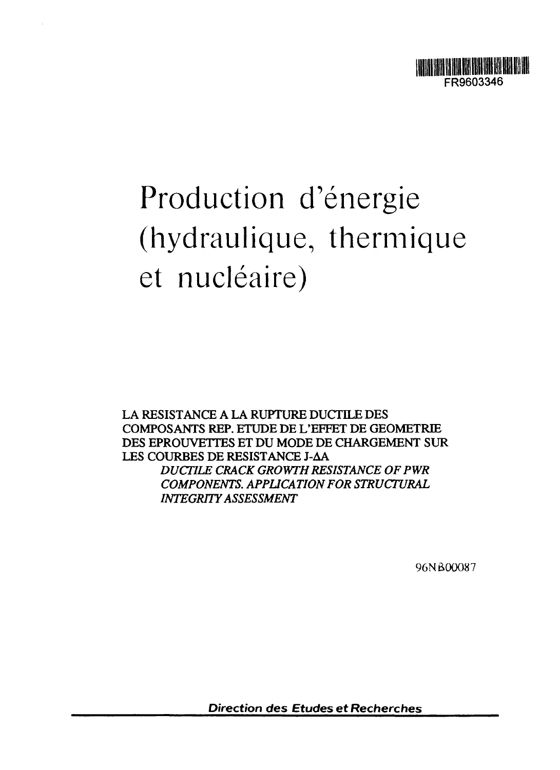FR9603346

# Production d'énergie (hydraulique, thermique et nucléaire)

**LA RESISTANCE A LA RUPTURE DUCTILE DES COMPOSANTS REP. ETUDE DE L'EFFET DE GEOMETRIE DES EPROUVETTES ET DU MODE DE CHARGEMENT SUR LES COURBES DE RESISTANCE J-ΔA**

*DUCTILE CRACK GROWTH RESISTANCE OF PWR COMPONENTS. APPLICATION FOR STRUCTURAL INTEGRITY ASSESSMENT*

96NB00087

***Direction des Etudes et Recherches***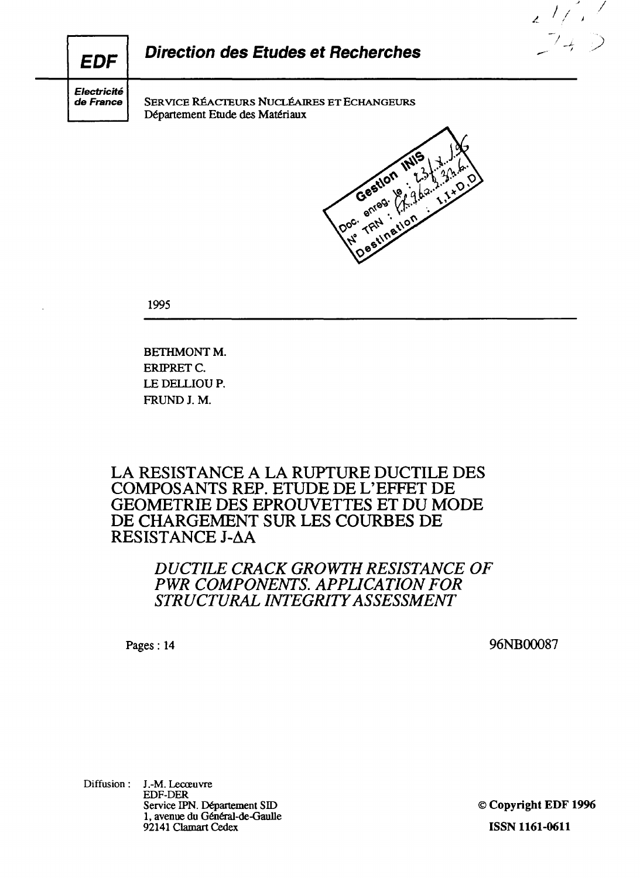**EDF**

**Electricité de France**

## *Direction des Etudes et Recherches*

SERVICE RÉACTEURS NUCLÉAIRES ET ECHANGEURS
Département Etude des Matériaux

Gestion INIS
Doc. enreg. le : 23/1/96
N° TRN : FR9603376
Destination : I,I+D,D

1995

BETHMONT M.
ERIPRET C.
LE DELLIOU P.
FRUND J. M.

# LA RESISTANCE A LA RUPTURE DUCTILE DES COMPOSANTS REP. ETUDE DE L'EFFET DE GEOMETRIE DES EPROUVETTES ET DU MODE DE CHARGEMENT SUR LES COURBES DE RESISTANCE J-$\Delta$A

## *DUCTILE CRACK GROWTH RESISTANCE OF PWR COMPONENTS. APPLICATION FOR STRUCTURAL INTEGRITY ASSESSMENT*

Pages : 14

96NB00087

Diffusion : J.-M. Lecœuvre
EDF-DER
Service IPN. Département SID
1, avenue du Général-de-Gaulle
92141 Clamart Cedex

**© Copyright EDF 1996**

**ISSN 1161-0611**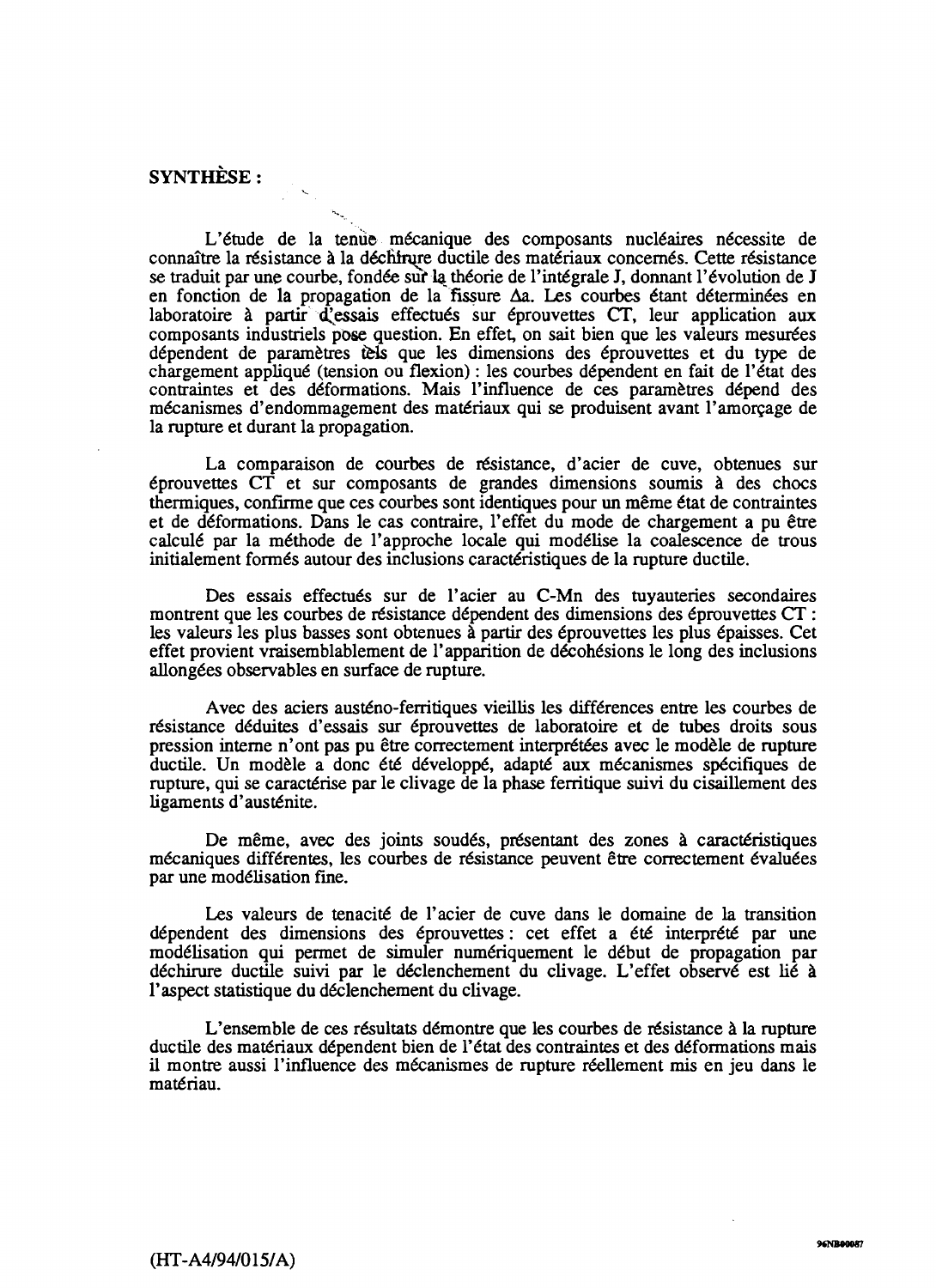**SYNTHÈSE :**

L'étude de la tenue mécanique des composants nucléaires nécessite de connaître la résistance à la déchirure ductile des matériaux concernés. Cette résistance se traduit par une courbe, fondée sur la théorie de l'intégrale J, donnant l'évolution de J en fonction de la propagation de la fissure $\Delta a$. Les courbes étant déterminées en laboratoire à partir d'essais effectués sur éprouvettes CT, leur application aux composants industriels pose question. En effet, on sait bien que les valeurs mesurées dépendent de paramètres tels que les dimensions des éprouvettes et du type de chargement appliqué (tension ou flexion) : les courbes dépendent en fait de l'état des contraintes et des déformations. Mais l'influence de ces paramètres dépend des mécanismes d'endommagement des matériaux qui se produisent avant l'amorçage de la rupture et durant la propagation.

La comparaison de courbes de résistance, d'acier de cuve, obtenues sur éprouvettes CT et sur composants de grandes dimensions soumis à des chocs thermiques, confirme que ces courbes sont identiques pour un même état de contraintes et de déformations. Dans le cas contraire, l'effet du mode de chargement a pu être calculé par la méthode de l'approche locale qui modélise la coalescence de trous initialement formés autour des inclusions caractéristiques de la rupture ductile.

Des essais effectués sur de l'acier au C-Mn des tuyauteries secondaires montrent que les courbes de résistance dépendent des dimensions des éprouvettes CT : les valeurs les plus basses sont obtenues à partir des éprouvettes les plus épaisses. Cet effet provient vraisemblablement de l'apparition de décohésions le long des inclusions allongées observables en surface de rupture.

Avec des aciers austéno-ferritiques vieillis les différences entre les courbes de résistance déduites d'essais sur éprouvettes de laboratoire et de tubes droits sous pression interne n'ont pas pu être correctement interprétées avec le modèle de rupture ductile. Un modèle a donc été développé, adapté aux mécanismes spécifiques de rupture, qui se caractérise par le clivage de la phase ferritique suivi du cisaillement des ligaments d'austénite.

De même, avec des joints soudés, présentant des zones à caractéristiques mécaniques différentes, les courbes de résistance peuvent être correctement évaluées par une modélisation fine.

Les valeurs de tenacité de l'acier de cuve dans le domaine de la transition dépendent des dimensions des éprouvettes : cet effet a été interprété par une modélisation qui permet de simuler numériquement le début de propagation par déchirure ductile suivi par le déclenchement du clivage. L'effet observé est lié à l'aspect statistique du déclenchement du clivage.

L'ensemble de ces résultats démontre que les courbes de résistance à la rupture ductile des matériaux dépendent bien de l'état des contraintes et des déformations mais il montre aussi l'influence des mécanismes de rupture réellement mis en jeu dans le matériau.

(HT-A4/94/015/A)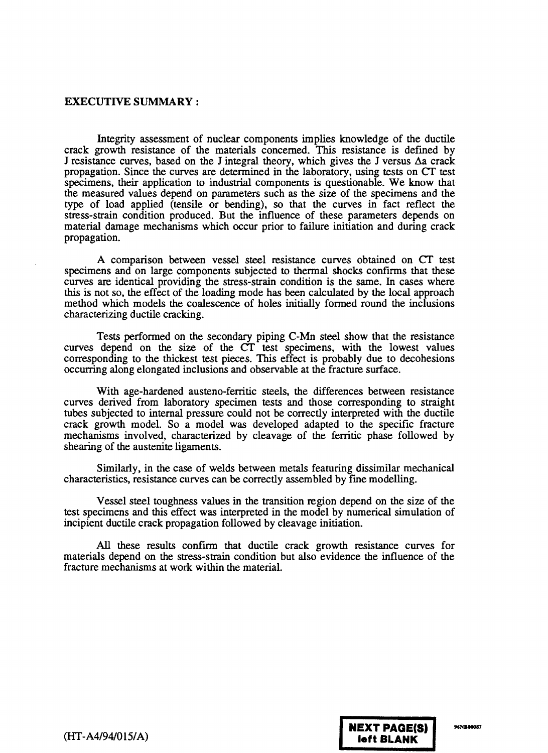## EXECUTIVE SUMMARY :

Integrity assessment of nuclear components implies knowledge of the ductile crack growth resistance of the materials concerned. This resistance is defined by J resistance curves, based on the J integral theory, which gives the J versus $\Delta a$ crack propagation. Since the curves are determined in the laboratory, using tests on CT test specimens, their application to industrial components is questionable. We know that the measured values depend on parameters such as the size of the specimens and the type of load applied (tensile or bending), so that the curves in fact reflect the stress-strain condition produced. But the influence of these parameters depends on material damage mechanisms which occur prior to failure initiation and during crack propagation.

A comparison between vessel steel resistance curves obtained on CT test specimens and on large components subjected to thermal shocks confirms that these curves are identical providing the stress-strain condition is the same. In cases where this is not so, the effect of the loading mode has been calculated by the local approach method which models the coalescence of holes initially formed round the inclusions characterizing ductile cracking.

Tests performed on the secondary piping C-Mn steel show that the resistance curves depend on the size of the CT test specimens, with the lowest values corresponding to the thickest test pieces. This effect is probably due to decohesions occurring along elongated inclusions and observable at the fracture surface.

With age-hardened austeno-ferritic steels, the differences between resistance curves derived from laboratory specimen tests and those corresponding to straight tubes subjected to internal pressure could not be correctly interpreted with the ductile crack growth model. So a model was developed adapted to the specific fracture mechanisms involved, characterized by cleavage of the ferritic phase followed by shearing of the austenite ligaments.

Similarly, in the case of welds between metals featuring dissimilar mechanical characteristics, resistance curves can be correctly assembled by fine modelling.

Vessel steel toughness values in the transition region depend on the size of the test specimens and this effect was interpreted in the model by numerical simulation of incipient ductile crack propagation followed by cleavage initiation.

All these results confirm that ductile crack growth resistance curves for materials depend on the stress-strain condition but also evidence the influence of the fracture mechanisms at work within the material.

(HT-A4/94/015/A)

**NEXT PAGE(S) left BLANK**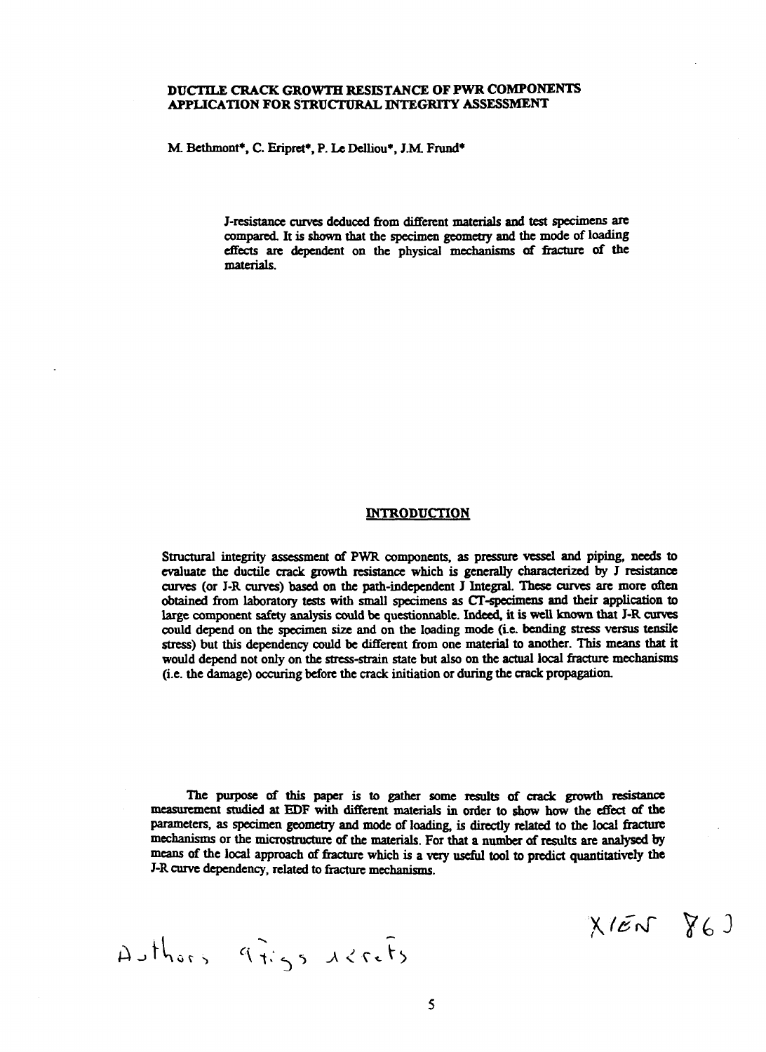## DUCTILE CRACK GROWTH RESISTANCE OF PWR COMPONENTS APPLICATION FOR STRUCTURAL INTEGRITY ASSESSMENT

M. Bethmont*, C. Eripret*, P. Le Delliou*, J.M. Frund*

J-resistance curves deduced from different materials and test specimens are compared. It is shown that the specimen geometry and the mode of loading effects are dependent on the physical mechanisms of fracture of the materials.

## INTRODUCTION

Structural integrity assessment of PWR components, as pressure vessel and piping, needs to evaluate the ductile crack growth resistance which is generally characterized by J resistance curves (or J-R curves) based on the path-independent J Integral. These curves are more often obtained from laboratory tests with small specimens as CT-specimens and their application to large component safety analysis could be questionnable. Indeed, it is well known that J-R curves could depend on the specimen size and on the loading mode (i.e. bending stress versus tensile stress) but this dependency could be different from one material to another. This means that it would depend not only on the stress-strain state but also on the actual local fracture mechanisms (i.e. the damage) occuring before the crack initiation or during the crack propagation.

The purpose of this paper is to gather some results of crack growth resistance measurement studied at EDF with different materials in order to show how the effect of the parameters, as specimen geometry and mode of loading, is directly related to the local fracture mechanisms or the microstructure of the materials. For that a number of results are analysed by means of the local approach of fracture which is a very useful tool to predict quantitatively the J-R curve dependency, related to fracture mechanisms.

XIEN 863

Authors affiliations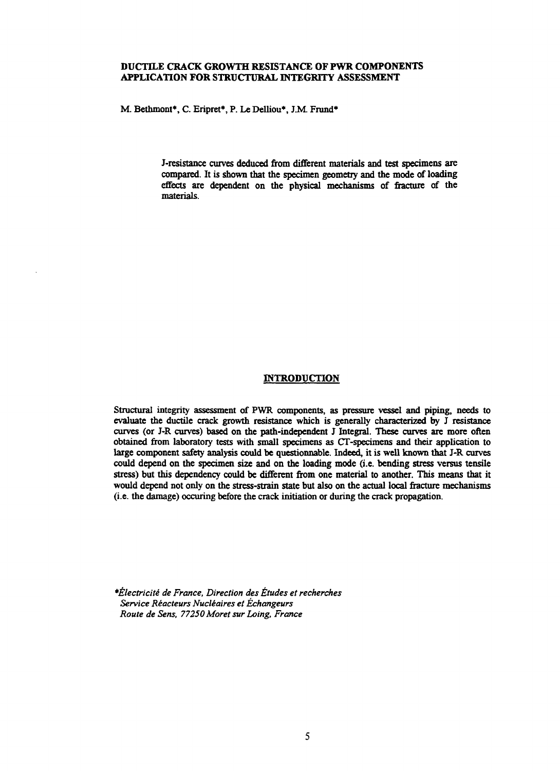**DUCTILE CRACK GROWTH RESISTANCE OF PWR COMPONENTS APPLICATION FOR STRUCTURAL INTEGRITY ASSESSMENT**

M. Bethmont*, C. Eripret*, P. Le Delliou*, J.M. Frund*

J-resistance curves deduced from different materials and test specimens are compared. It is shown that the specimen geometry and the mode of loading effects are dependent on the physical mechanisms of fracture of the materials.

## INTRODUCTION

Structural integrity assessment of PWR components, as pressure vessel and piping, needs to evaluate the ductile crack growth resistance which is generally characterized by J resistance curves (or J-R curves) based on the path-independent J Integral. These curves are more often obtained from laboratory tests with small specimens as CT-specimens and their application to large component safety analysis could be questionnable. Indeed, it is well known that J-R curves could depend on the specimen size and on the loading mode (i.e. bending stress versus tensile stress) but this dependency could be different from one material to another. This means that it would depend not only on the stress-strain state but also on the actual local fracture mechanisms (i.e. the damage) occuring before the crack initiation or during the crack propagation.

**Électricité de France, Direction des Études et recherches*
*Service Réacteurs Nucléaires et Échangeurs*
*Route de Sens, 77250 Moret sur Loing, France*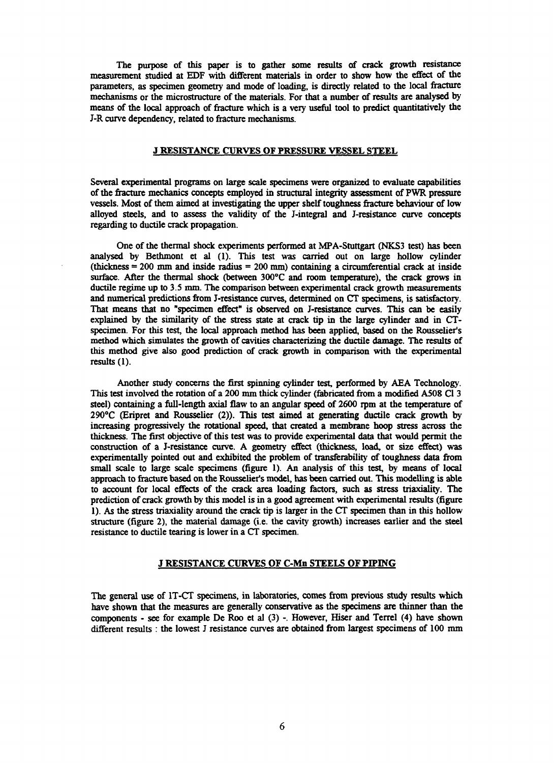The purpose of this paper is to gather some results of crack growth resistance measurement studied at EDF with different materials in order to show how the effect of the parameters, as specimen geometry and mode of loading, is directly related to the local fracture mechanisms or the microstructure of the materials. For that a number of results are analysed by means of the local approach of fracture which is a very useful tool to predict quantitatively the J-R curve dependency, related to fracture mechanisms.

## J RESISTANCE CURVES OF PRESSURE VESSEL STEEL

Several experimental programs on large scale specimens were organized to evaluate capabilities of the fracture mechanics concepts employed in structural integrity assessment of PWR pressure vessels. Most of them aimed at investigating the upper shelf toughness fracture behaviour of low alloyed steels, and to assess the validity of the J-integral and J-resistance curve concepts regarding to ductile crack propagation.

One of the thermal shock experiments performed at MPA-Stuttgart (NKS3 test) has been analysed by Bethmont et al (1). This test was carried out on large hollow cylinder (thickness = 200 mm and inside radius = 200 mm) containing a circumferential crack at inside surface. After the thermal shock (between 300°C and room temperature), the crack grows in ductile regime up to 3.5 mm. The comparison between experimental crack growth measurements and numerical predictions from J-resistance curves, determined on CT specimens, is satisfactory. That means that no "specimen effect" is observed on J-resistance curves. This can be easily explained by the similarity of the stress state at crack tip in the large cylinder and in CT-specimen. For this test, the local approach method has been applied, based on the Rousselier's method which simulates the growth of cavities characterizing the ductile damage. The results of this method give also good prediction of crack growth in comparison with the experimental results (1).

Another study concerns the first spinning cylinder test, performed by AEA Technology. This test involved the rotation of a 200 mm thick cylinder (fabricated from a modified A508 Cl 3 steel) containing a full-length axial flaw to an angular speed of 2600 rpm at the temperature of 290°C (Eripret and Rousselier (2)). This test aimed at generating ductile crack growth by increasing progressively the rotational speed, that created a membrane hoop stress across the thickness. The first objective of this test was to provide experimental data that would permit the construction of a J-resistance curve. A geometry effect (thickness, load, or size effect) was experimentally pointed out and exhibited the problem of transferability of toughness data from small scale to large scale specimens (figure 1). An analysis of this test, by means of local approach to fracture based on the Rousselier's model, has been carried out. This modelling is able to account for local effects of the crack area loading factors, such as stress triaxiality. The prediction of crack growth by this model is in a good agreement with experimental results (figure 1). As the stress triaxiality around the crack tip is larger in the CT specimen than in this hollow structure (figure 2), the material damage (i.e. the cavity growth) increases earlier and the steel resistance to ductile tearing is lower in a CT specimen.

## J RESISTANCE CURVES OF C-Mn STEELS OF PIPING

The general use of 1T-CT specimens, in laboratories, comes from previous study results which have shown that the measures are generally conservative as the specimens are thinner than the components - see for example De Roo et al (3) -. However, Hiser and Terrel (4) have shown different results : the lowest J resistance curves are obtained from largest specimens of 100 mm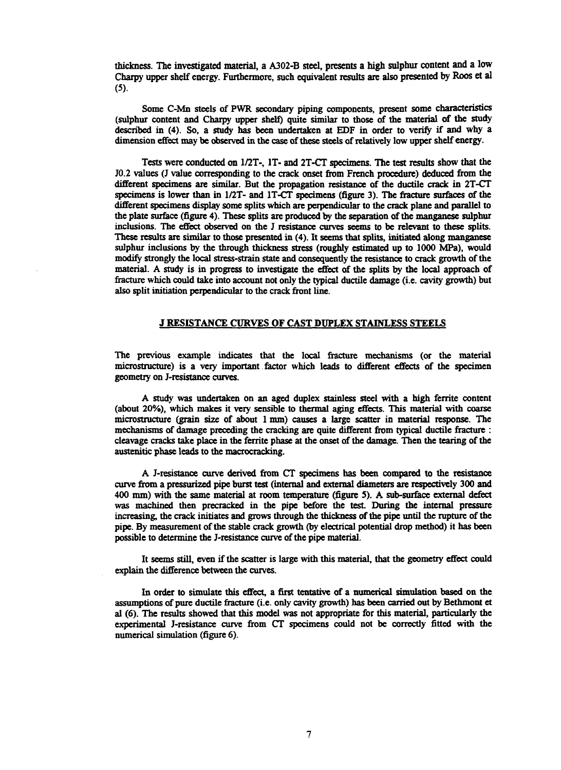thickness. The investigated material, a A302-B steel, presents a high sulphur content and a low Charpy upper shelf energy. Furthermore, such equivalent results are also presented by Roos et al (5).

Some C-Mn steels of PWR secondary piping components, present some characteristics (sulphur content and Charpy upper shelf) quite similar to those of the material of the study described in (4). So, a study has been undertaken at EDF in order to verify if and why a dimension effect may be observed in the case of these steels of relatively low upper shelf energy.

Tests were conducted on 1/2T-, 1T- and 2T-CT specimens. The test results show that the J0.2 values (J value corresponding to the crack onset from French procedure) deduced from the different specimens are similar. But the propagation resistance of the ductile crack in 2T-CT specimens is lower than in 1/2T- and 1T-CT specimens (figure 3). The fracture surfaces of the different specimens display some splits which are perpendicular to the crack plane and parallel to the plate surface (figure 4). These splits are produced by the separation of the manganese sulphur inclusions. The effect observed on the J resistance curves seems to be relevant to these splits. These results are similar to those presented in (4). It seems that splits, initiated along manganese sulphur inclusions by the through thickness stress (roughly estimated up to 1000 MPa), would modify strongly the local stress-strain state and consequently the resistance to crack growth of the material. A study is in progress to investigate the effect of the splits by the local approach of fracture which could take into account not only the typical ductile damage (i.e. cavity growth) but also split initiation perpendicular to the crack front line.

## J RESISTANCE CURVES OF CAST DUPLEX STAINLESS STEELS

The previous example indicates that the local fracture mechanisms (or the material microstructure) is a very important factor which leads to different effects of the specimen geometry on J-resistance curves.

A study was undertaken on an aged duplex stainless steel with a high ferrite content (about 20%), which makes it very sensible to thermal aging effects. This material with coarse microstructure (grain size of about 1 mm) causes a large scatter in material response. The mechanisms of damage preceding the cracking are quite different from typical ductile fracture : cleavage cracks take place in the ferrite phase at the onset of the damage. Then the tearing of the austenitic phase leads to the macrocracking.

A J-resistance curve derived from CT specimens has been compared to the resistance curve from a pressurized pipe burst test (internal and external diameters are respectively 300 and 400 mm) with the same material at room temperature (figure 5). A sub-surface external defect was machined then precracked in the pipe before the test. During the internal pressure increasing, the crack initiates and grows through the thickness of the pipe until the rupture of the pipe. By measurement of the stable crack growth (by electrical potential drop method) it has been possible to determine the J-resistance curve of the pipe material.

It seems still, even if the scatter is large with this material, that the geometry effect could explain the difference between the curves.

In order to simulate this effect, a first tentative of a numerical simulation based on the assumptions of pure ductile fracture (i.e. only cavity growth) has been carried out by Bethmont et al (6). The results showed that this model was not appropriate for this material, particularly the experimental J-resistance curve from CT specimens could not be correctly fitted with the numerical simulation (figure 6).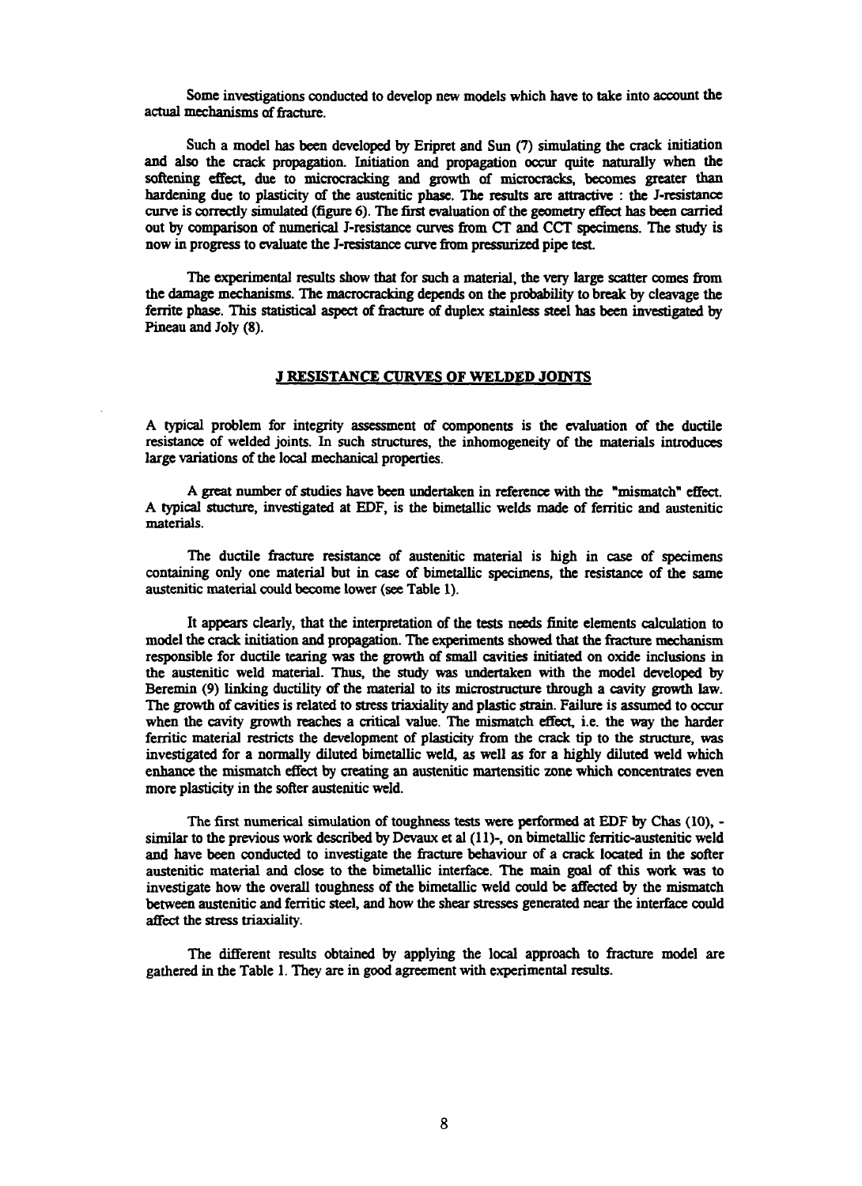Some investigations conducted to develop new models which have to take into account the actual mechanisms of fracture.

Such a model has been developed by Eripret and Sun (7) simulating the crack initiation and also the crack propagation. Initiation and propagation occur quite naturally when the softening effect, due to microcracking and growth of microcracks, becomes greater than hardening due to plasticity of the austenitic phase. The results are attractive : the J-resistance curve is correctly simulated (figure 6). The first evaluation of the geometry effect has been carried out by comparison of numerical J-resistance curves from CT and CCT specimens. The study is now in progress to evaluate the J-resistance curve from pressurized pipe test.

The experimental results show that for such a material, the very large scatter comes from the damage mechanisms. The macrocracking depends on the probability to break by cleavage the ferrite phase. This statistical aspect of fracture of duplex stainless steel has been investigated by Pineau and Joly (8).

## J RESISTANCE CURVES OF WELDED JOINTS

A typical problem for integrity assessment of components is the evaluation of the ductile resistance of welded joints. In such structures, the inhomogeneity of the materials introduces large variations of the local mechanical properties.

A great number of studies have been undertaken in reference with the "mismatch" effect. A typical stucture, investigated at EDF, is the bimetallic welds made of ferritic and austenitic materials.

The ductile fracture resistance of austenitic material is high in case of specimens containing only one material but in case of bimetallic specimens, the resistance of the same austenitic material could become lower (see Table 1).

It appears clearly, that the interpretation of the tests needs finite elements calculation to model the crack initiation and propagation. The experiments showed that the fracture mechanism responsible for ductile tearing was the growth of small cavities initiated on oxide inclusions in the austenitic weld material. Thus, the study was undertaken with the model developed by Beremin (9) linking ductility of the material to its microstructure through a cavity growth law. The growth of cavities is related to stress triaxiality and plastic strain. Failure is assumed to occur when the cavity growth reaches a critical value. The mismatch effect, i.e. the way the harder ferritic material restricts the development of plasticity from the crack tip to the structure, was investigated for a normally diluted bimetallic weld, as well as for a highly diluted weld which enhance the mismatch effect by creating an austenitic martensitic zone which concentrates even more plasticity in the softer austenitic weld.

The first numerical simulation of toughness tests were performed at EDF by Chas (10), - similar to the previous work described by Devaux et al (11)-, on bimetallic ferritic-austenitic weld and have been conducted to investigate the fracture behaviour of a crack located in the softer austenitic material and close to the bimetallic interface. The main goal of this work was to investigate how the overall toughness of the bimetallic weld could be affected by the mismatch between austenitic and ferritic steel, and how the shear stresses generated near the interface could affect the stress triaxiality.

The different results obtained by applying the local approach to fracture model are gathered in the Table 1. They are in good agreement with experimental results.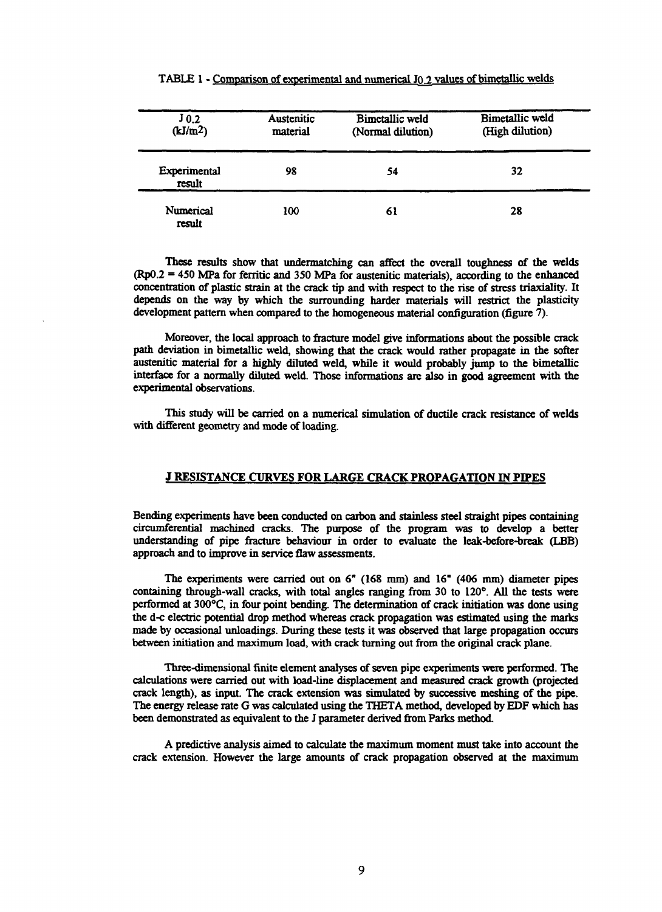TABLE 1 - Comparison of experimental and numerical $J_{0.2}$ values of bimetallic welds

| $J_{0.2}$ ($kJ/m^2$) | Austenitic material | Bimetallic weld (Normal dilution) | Bimetallic weld (High dilution) |
|---|---|---|---|
| Experimental result | 98 | 54 | 32 |
| Numerical result | 100 | 61 | 28 |

These results show that undermatching can affect the overall toughness of the welds ($R_{p0.2}$ = 450 MPa for ferritic and 350 MPa for austenitic materials), according to the enhanced concentration of plastic strain at the crack tip and with respect to the rise of stress triaxiality. It depends on the way by which the surrounding harder materials will restrict the plasticity development pattern when compared to the homogeneous material configuration (figure 7).

Moreover, the local approach to fracture model give informations about the possible crack path deviation in bimetallic weld, showing that the crack would rather propagate in the softer austenitic material for a highly diluted weld, while it would probably jump to the bimetallic interface for a normally diluted weld. Those informations are also in good agreement with the experimental observations.

This study will be carried on a numerical simulation of ductile crack resistance of welds with different geometry and mode of loading.

## J RESISTANCE CURVES FOR LARGE CRACK PROPAGATION IN PIPES

Bending experiments have been conducted on carbon and stainless steel straight pipes containing circumferential machined cracks. The purpose of the program was to develop a better understanding of pipe fracture behaviour in order to evaluate the leak-before-break (LBB) approach and to improve in service flaw assessments.

The experiments were carried out on 6" (168 mm) and 16" (406 mm) diameter pipes containing through-wall cracks, with total angles ranging from 30 to 120°. All the tests were performed at 300°C, in four point bending. The determination of crack initiation was done using the d-c electric potential drop method whereas crack propagation was estimated using the marks made by occasional unloadings. During these tests it was observed that large propagation occurs between initiation and maximum load, with crack turning out from the original crack plane.

Three-dimensional finite element analyses of seven pipe experiments were performed. The calculations were carried out with load-line displacement and measured crack growth (projected crack length), as input. The crack extension was simulated by successive meshing of the pipe. The energy release rate G was calculated using the THETA method, developed by EDF which has been demonstrated as equivalent to the J parameter derived from Parks method.

A predictive analysis aimed to calculate the maximum moment must take into account the crack extension. However the large amounts of crack propagation observed at the maximum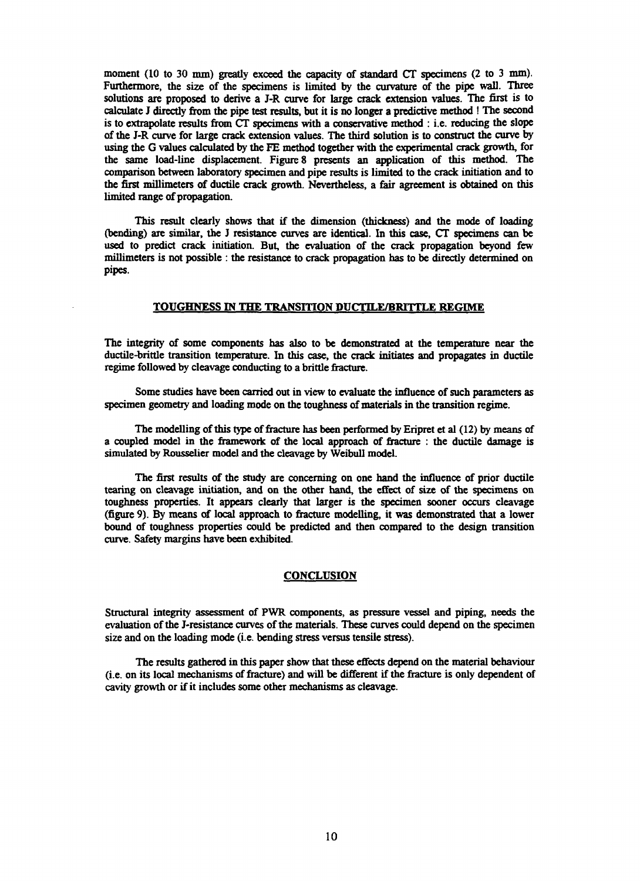moment (10 to 30 mm) greatly exceed the capacity of standard CT specimens (2 to 3 mm). Furthermore, the size of the specimens is limited by the curvature of the pipe wall. Three solutions are proposed to derive a J-R curve for large crack extension values. The first is to calculate J directly from the pipe test results, but it is no longer a predictive method ! The second is to extrapolate results from CT specimens with a conservative method : i.e. reducing the slope of the J-R curve for large crack extension values. The third solution is to construct the curve by using the G values calculated by the FE method together with the experimental crack growth, for the same load-line displacement. Figure 8 presents an application of this method. The comparison between laboratory specimen and pipe results is limited to the crack initiation and to the first millimeters of ductile crack growth. Nevertheless, a fair agreement is obtained on this limited range of propagation.

This result clearly shows that if the dimension (thickness) and the mode of loading (bending) are similar, the J resistance curves are identical. In this case, CT specimens can be used to predict crack initiation. But, the evaluation of the crack propagation beyond few millimeters is not possible : the resistance to crack propagation has to be directly determined on pipes.

## TOUGHNESS IN THE TRANSITION DUCTILE/BRITTLE REGIME

The integrity of some components has also to be demonstrated at the temperature near the ductile-brittle transition temperature. In this case, the crack initiates and propagates in ductile regime followed by cleavage conducting to a brittle fracture.

Some studies have been carried out in view to evaluate the influence of such parameters as specimen geometry and loading mode on the toughness of materials in the transition regime.

The modelling of this type of fracture has been performed by Eripret et al (12) by means of a coupled model in the framework of the local approach of fracture : the ductile damage is simulated by Rousselier model and the cleavage by Weibull model.

The first results of the study are concerning on one hand the influence of prior ductile tearing on cleavage initiation, and on the other hand, the effect of size of the specimens on toughness properties. It appears clearly that larger is the specimen sooner occurs cleavage (figure 9). By means of local approach to fracture modelling, it was demonstrated that a lower bound of toughness properties could be predicted and then compared to the design transition curve. Safety margins have been exhibited.

## CONCLUSION

Structural integrity assessment of PWR components, as pressure vessel and piping, needs the evaluation of the J-resistance curves of the materials. These curves could depend on the specimen size and on the loading mode (i.e. bending stress versus tensile stress).

The results gathered in this paper show that these effects depend on the material behaviour (i.e. on its local mechanisms of fracture) and will be different if the fracture is only dependent of cavity growth or if it includes some other mechanisms as cleavage.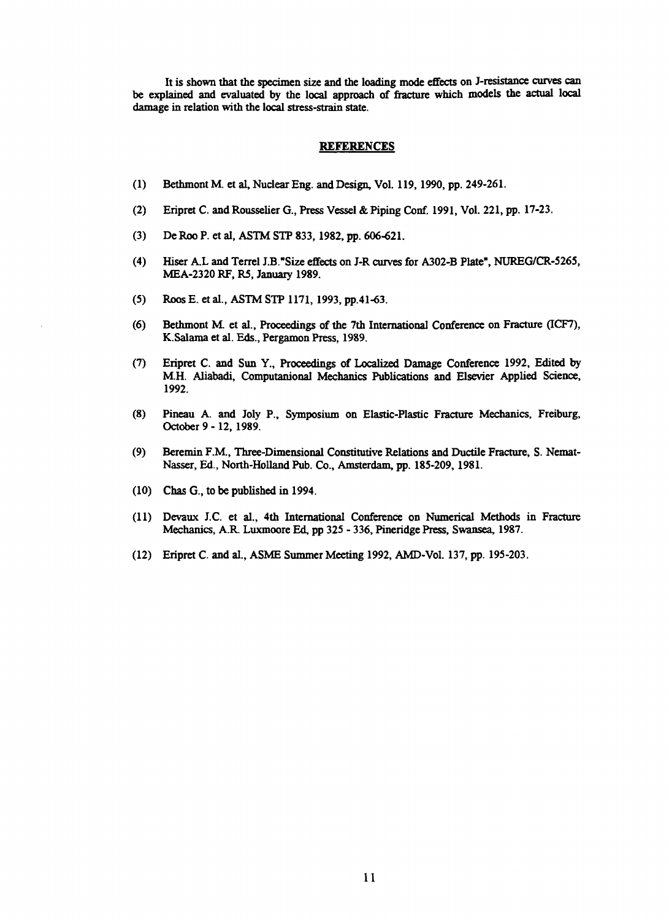It is shown that the specimen size and the loading mode effects on J-resistance curves can be explained and evaluated by the local approach of fracture which models the actual local damage in relation with the local stress-strain state.

## REFERENCES

(1) Bethmont M. et al, Nuclear Eng. and Design, Vol. 119, 1990, pp. 249-261.

(2) Eripret C. and Rousselier G., Press Vessel & Piping Conf. 1991, Vol. 221, pp. 17-23.

(3) De Roo P. et al, ASTM STP 833, 1982, pp. 606-621.

(4) Hiser A.L and Terrel J.B."Size effects on J-R curves for A302-B Plate", NUREG/CR-5265, MEA-2320 RF, R5, January 1989.

(5) Roos E. et al., ASTM STP 1171, 1993, pp.41-63.

(6) Bethmont M. et al., Proceedings of the 7th International Conference on Fracture (ICF7), K.Salama et al. Eds., Pergamon Press, 1989.

(7) Eripret C. and Sun Y., Proceedings of Localized Damage Conference 1992, Edited by M.H. Aliabadi, Computanional Mechanics Publications and Elsevier Applied Science, 1992.

(8) Pineau A. and Joly P., Symposium on Elastic-Plastic Fracture Mechanics, Freiburg, October 9 - 12, 1989.

(9) Beremin F.M., Three-Dimensional Constitutive Relations and Ductile Fracture, S. Nemat-Nasser, Ed., North-Holland Pub. Co., Amsterdam, pp. 185-209, 1981.

(10) Chas G., to be published in 1994.

(11) Devaux J.C. et al., 4th International Conference on Numerical Methods in Fracture Mechanics, A.R. Luxmoore Ed, pp 325 - 336, Pineridge Press, Swansea, 1987.

(12) Eripret C. and al., ASME Summer Meeting 1992, AMD-Vol. 137, pp. 195-203.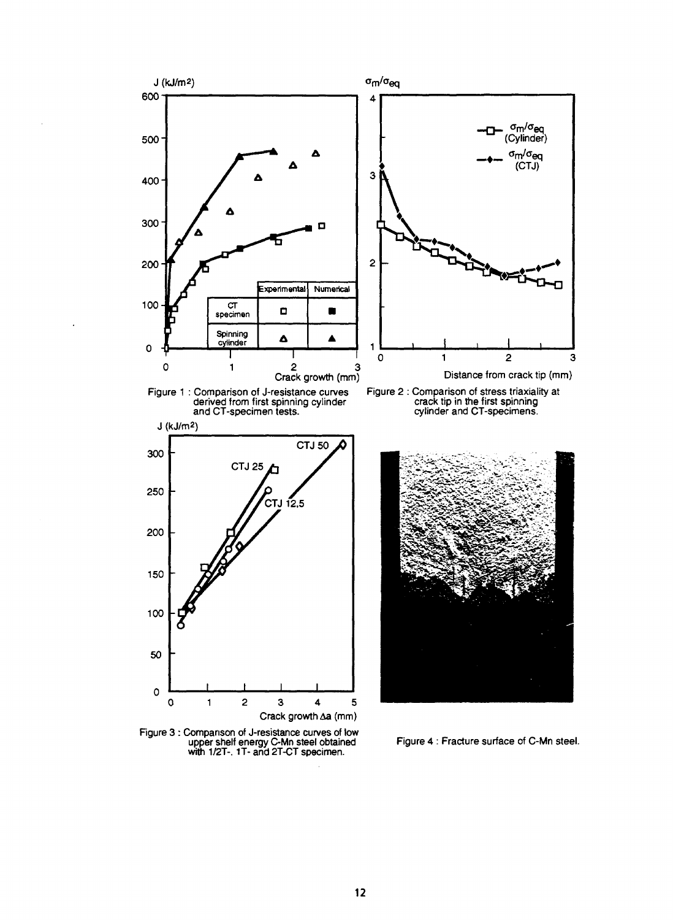Figure 1 : Comparison of J-resistance curves derived from first spinning cylinder and CT-specimen tests.

Figure 2 : Comparison of stress triaxiality at crack tip in the first spinning cylinder and CT-specimens.

Figure 3 : Comparison of J-resistance curves of low upper shelf energy C-Mn steel obtained with 1/2T-, 1T- and 2T-CT specimen.

Figure 4 : Fracture surface of C-Mn steel.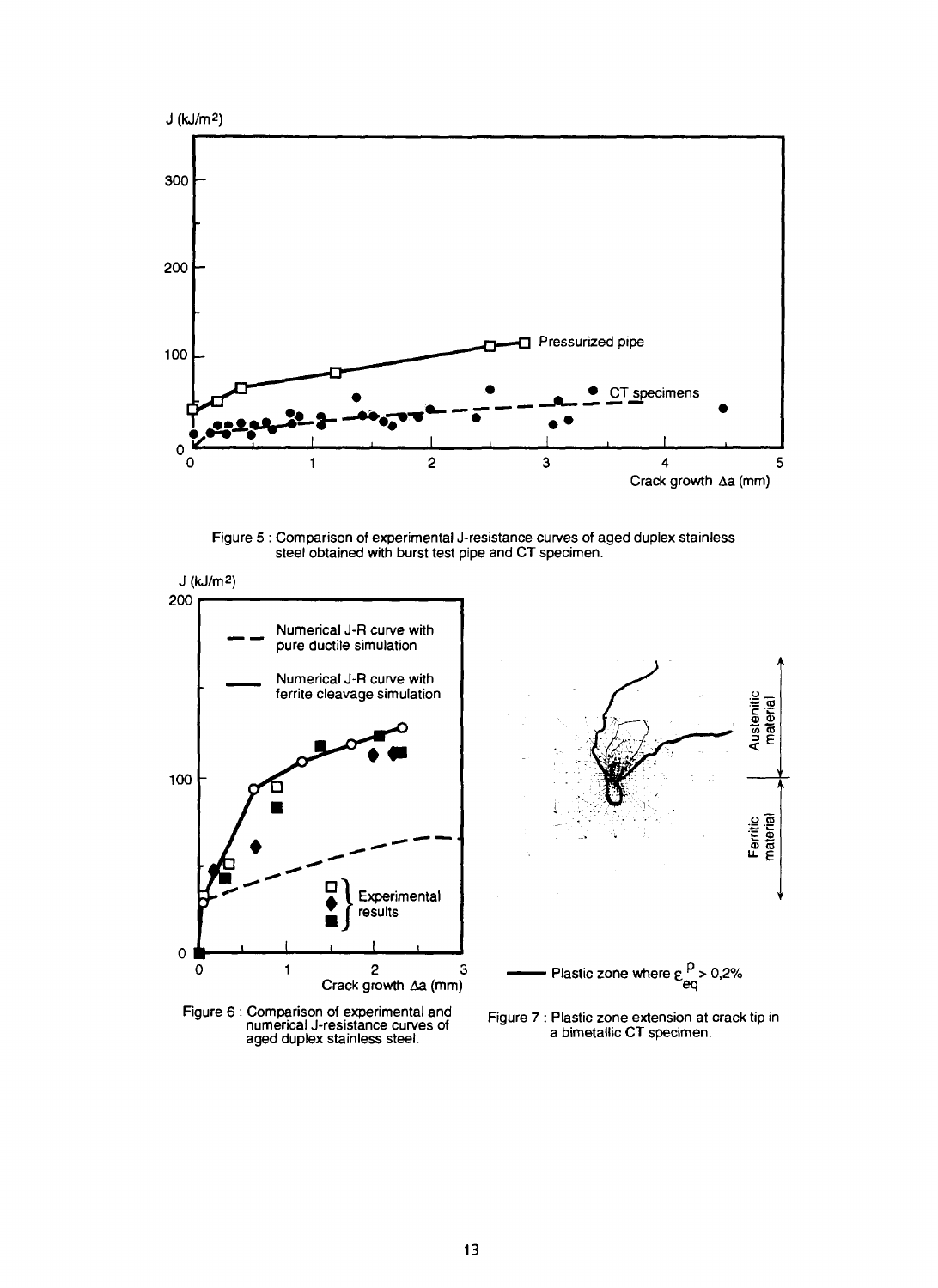Figure 5 : Comparison of experimental J-resistance curves of aged duplex stainless steel obtained with burst test pipe and CT specimen.

Figure 6 : Comparison of experimental and numerical J-resistance curves of aged duplex stainless steel.

Figure 7 : Plastic zone extension at crack tip in a bimetallic CT specimen.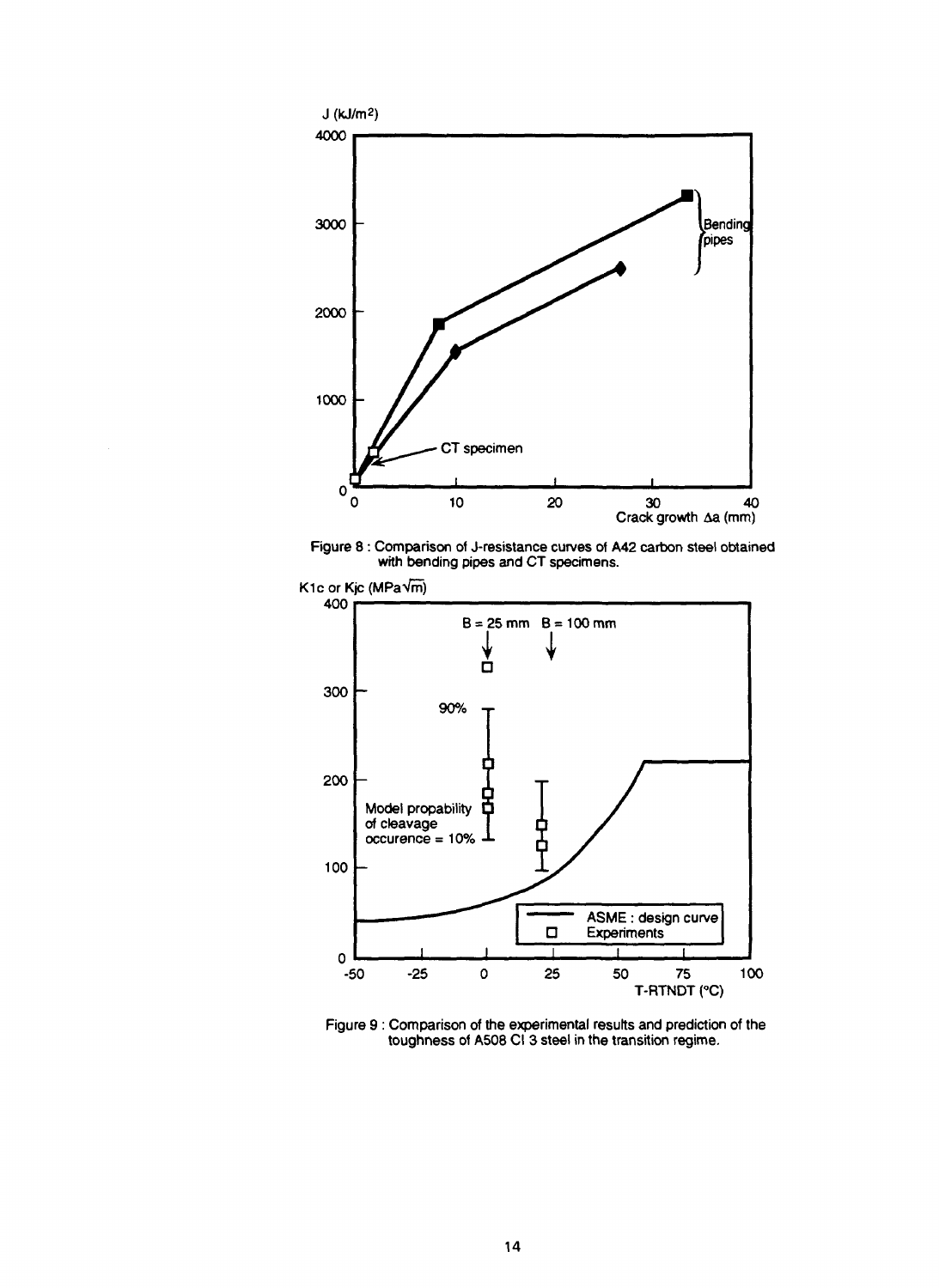J (kJ/m²)

4000

3000

2000

1000

0

0 10 20 30 40

Crack growth Δa (mm)

Bending pipes

CT specimen

Figure 8 : Comparison of J-resistance curves of A42 carbon steel obtained with bending pipes and CT specimens.

K1c or Kjc (MPa√m)

400

300

200

100

0

-50 -25 0 25 50 75 100

T-RTNDT (°C)

B = 25 mm B = 100 mm

90%

Model propability of cleavage occurence = 10%

ASME : design curve

Experiments

Figure 9 : Comparison of the experimental results and prediction of the toughness of A508 Cl 3 steel in the transition regime.